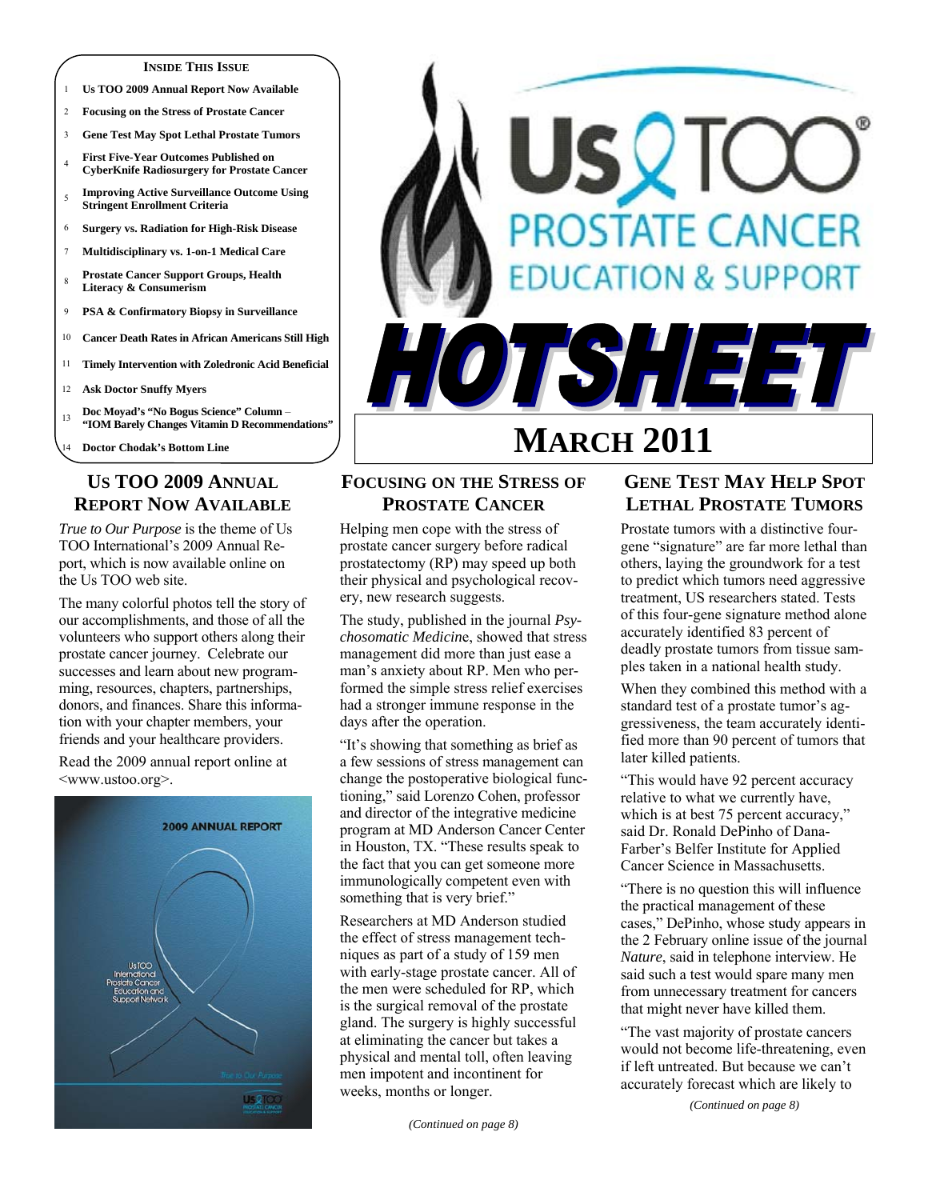**INSIDE THIS ISSUE**

1. Us TOO 2009 Annual Report Now Available
2. Focusing on the Stress of Prostate Cancer
3. Gene Test May Spot Lethal Prostate Tumors
4. First Five-Year Outcomes Published on CyberKnife Radiosurgery for Prostate Cancer
5. Improving Active Surveillance Outcome Using Stringent Enrollment Criteria
6. Surgery vs. Radiation for High-Risk Disease
7. Multidisciplinary vs. 1-on-1 Medical Care
8. Prostate Cancer Support Groups, Health Literacy & Consumerism
9. PSA & Confirmatory Biopsy in Surveillance
10. Cancer Death Rates in African Americans Still High
11. Timely Intervention with Zoledronic Acid Beneficial
12. Ask Doctor Snuffy Myers
13. Doc Moyad's "No Bogus Science" Column – "IOM Barely Changes Vitamin D Recommendations"
14. Doctor Chodak's Bottom Line

# Us TOO Prostate Cancer Education & Support HOTSHEET

## March 2011

## Us TOO 2009 Annual Report Now Available

*True to Our Purpose* is the theme of Us TOO International's 2009 Annual Report, which is now available online on the Us TOO web site.

The many colorful photos tell the story of our accomplishments, and those of all the volunteers who support others along their prostate cancer journey. Celebrate our successes and learn about new programming, resources, chapters, partnerships, donors, and finances. Share this information with your chapter members, your friends and your healthcare providers.

Read the 2009 annual report online at <www.ustoo.org>.

2009 ANNUAL REPORT

UsTOO International Prostate Cancer Education and Support Network

True to Our Purpose

## Focusing on the Stress of Prostate Cancer

Helping men cope with the stress of prostate cancer surgery before radical prostatectomy (RP) may speed up both their physical and psychological recovery, new research suggests.

The study, published in the journal *Psychosomatic Medicine*, showed that stress management did more than just ease a man's anxiety about RP. Men who performed the simple stress relief exercises had a stronger immune response in the days after the operation.

"It's showing that something as brief as a few sessions of stress management can change the postoperative biological functioning," said Lorenzo Cohen, professor and director of the integrative medicine program at MD Anderson Cancer Center in Houston, TX. "These results speak to the fact that you can get someone more immunologically competent even with something that is very brief."

Researchers at MD Anderson studied the effect of stress management techniques as part of a study of 159 men with early-stage prostate cancer. All of the men were scheduled for RP, which is the surgical removal of the prostate gland. The surgery is highly successful at eliminating the cancer but takes a physical and mental toll, often leaving men impotent and incontinent for weeks, months or longer.

*(Continued on page 8)*

## Gene Test May Help Spot Lethal Prostate Tumors

Prostate tumors with a distinctive four-gene "signature" are far more lethal than others, laying the groundwork for a test to predict which tumors need aggressive treatment, US researchers stated. Tests of this four-gene signature method alone accurately identified 83 percent of deadly prostate tumors from tissue samples taken in a national health study.

When they combined this method with a standard test of a prostate tumor's aggressiveness, the team accurately identified more than 90 percent of tumors that later killed patients.

"This would have 92 percent accuracy relative to what we currently have, which is at best 75 percent accuracy," said Dr. Ronald DePinho of Dana-Farber's Belfer Institute for Applied Cancer Science in Massachusetts.

"There is no question this will influence the practical management of these cases," DePinho, whose study appears in the 2 February online issue of the journal *Nature*, said in telephone interview. He said such a test would spare many men from unnecessary treatment for cancers that might never have killed them.

"The vast majority of prostate cancers would not become life-threatening, even if left untreated. But because we can't accurately forecast which are likely to

*(Continued on page 8)*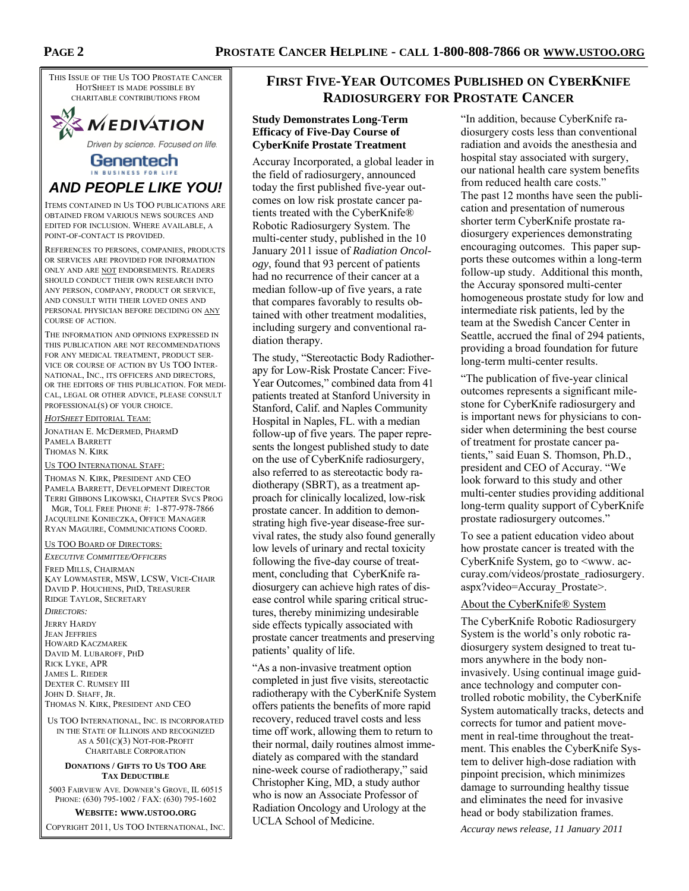This issue of the Us TOO Prostate Cancer HotSheet is made possible by charitable contributions from

MEDIVATION

Driven by science. Focused on life.

Genentech

IN BUSINESS FOR LIFE

***AND PEOPLE LIKE YOU!***

Items contained in Us TOO publications are obtained from various news sources and edited for inclusion. Where available, a point-of-contact is provided.

References to persons, companies, products or services are provided for information only and are NOT endorsements. Readers should conduct their own research into any person, company, product or service, and consult with their loved ones and personal physician before deciding on ANY course of action.

The information and opinions expressed in this publication are not recommendations for any medical treatment, product service or course of action by Us TOO International, Inc., its officers and directors, or the editors of this publication. For medical, legal or other advice, please consult professional(s) of your choice.

*HotSheet* Editorial Team:

Jonathan E. McDermed, PharmD
Pamela Barrett
Thomas N. Kirk

Us TOO International Staff:

Thomas N. Kirk, President and CEO
Pamela Barrett, Development Director
Terri Gibbons Likowski, Chapter Svcs Prog Mgr, Toll Free Phone #: 1-877-978-7866
Jacqueline Konieczka, Office Manager
Ryan Maguire, Communications Coord.

Us TOO Board of Directors:

*Executive Committee/Officers*

Fred Mills, Chairman
Kay Lowmaster, MSW, LCSW, Vice-Chair
David P. Houchens, PhD, Treasurer
Ridge Taylor, Secretary

*Directors:*

Jerry Hardy
Jean Jeffries
Howard Kaczmarek
David M. Lubaroff, PhD
Rick Lyke, APR
James L. Rieder
Dexter C. Rumsey III
John D. Shaff, Jr.
Thomas N. Kirk, President and CEO

Us TOO International, Inc. is incorporated in the State of Illinois and recognized as a 501(c)(3) not-for-profit charitable corporation

**Donations / Gifts to Us TOO Are Tax Deductible**

5003 Fairview Ave. Downer's Grove, IL 60515
Phone: (630) 795-1002 / Fax: (630) 795-1602

**Website: www.ustoo.org**

Copyright 2011, Us TOO International, Inc.

# First Five-Year Outcomes Published on CyberKnife Radiosurgery for Prostate Cancer

**Study Demonstrates Long-Term Efficacy of Five-Day Course of CyberKnife Prostate Treatment**

Accuray Incorporated, a global leader in the field of radiosurgery, announced today the first published five-year outcomes on low risk prostate cancer patients treated with the CyberKnife® Robotic Radiosurgery System. The multi-center study, published in the 10 January 2011 issue of *Radiation Oncology*, found that 93 percent of patients had no recurrence of their cancer at a median follow-up of five years, a rate that compares favorably to results obtained with other treatment modalities, including surgery and conventional radiation therapy.

The study, "Stereotactic Body Radiotherapy for Low-Risk Prostate Cancer: Five-Year Outcomes," combined data from 41 patients treated at Stanford University in Stanford, Calif. and Naples Community Hospital in Naples, FL. with a median follow-up of five years. The paper represents the longest published study to date on the use of CyberKnife radiosurgery, also referred to as stereotactic body radiotherapy (SBRT), as a treatment approach for clinically localized, low-risk prostate cancer. In addition to demonstrating high five-year disease-free survival rates, the study also found generally low levels of urinary and rectal toxicity following the five-day course of treatment, concluding that CyberKnife radiosurgery can achieve high rates of disease control while sparing critical structures, thereby minimizing undesirable side effects typically associated with prostate cancer treatments and preserving patients' quality of life.

"As a non-invasive treatment option completed in just five visits, stereotactic radiotherapy with the CyberKnife System offers patients the benefits of more rapid recovery, reduced travel costs and less time off work, allowing them to return to their normal, daily routines almost immediately as compared with the standard nine-week course of radiotherapy," said Christopher King, MD, a study author who is now an Associate Professor of Radiation Oncology and Urology at the UCLA School of Medicine.

"In addition, because CyberKnife radiosurgery costs less than conventional radiation and avoids the anesthesia and hospital stay associated with surgery, our national health care system benefits from reduced health care costs."

The past 12 months have seen the publication and presentation of numerous shorter term CyberKnife prostate radiosurgery experiences demonstrating encouraging outcomes. This paper supports these outcomes within a long-term follow-up study. Additional this month, the Accuray sponsored multi-center homogeneous prostate study for low and intermediate risk patients, led by the team at the Swedish Cancer Center in Seattle, accrued the final of 294 patients, providing a broad foundation for future long-term multi-center results.

"The publication of five-year clinical outcomes represents a significant milestone for CyberKnife radiosurgery and is important news for physicians to consider when determining the best course of treatment for prostate cancer patients," said Euan S. Thomson, Ph.D., president and CEO of Accuray. "We look forward to this study and other multi-center studies providing additional long-term quality support of CyberKnife prostate radiosurgery outcomes."

To see a patient education video about how prostate cancer is treated with the CyberKnife System, go to <www.accuray.com/videos/prostate_radiosurgery.aspx?video=Accuray_Prostate>.

About the CyberKnife® System

The CyberKnife Robotic Radiosurgery System is the world's only robotic radiosurgery system designed to treat tumors anywhere in the body non-invasively. Using continual image guidance technology and computer controlled robotic mobility, the CyberKnife System automatically tracks, detects and corrects for tumor and patient movement in real-time throughout the treatment. This enables the CyberKnife System to deliver high-dose radiation with pinpoint precision, which minimizes damage to surrounding healthy tissue and eliminates the need for invasive head or body stabilization frames.

*Accuray news release, 11 January 2011*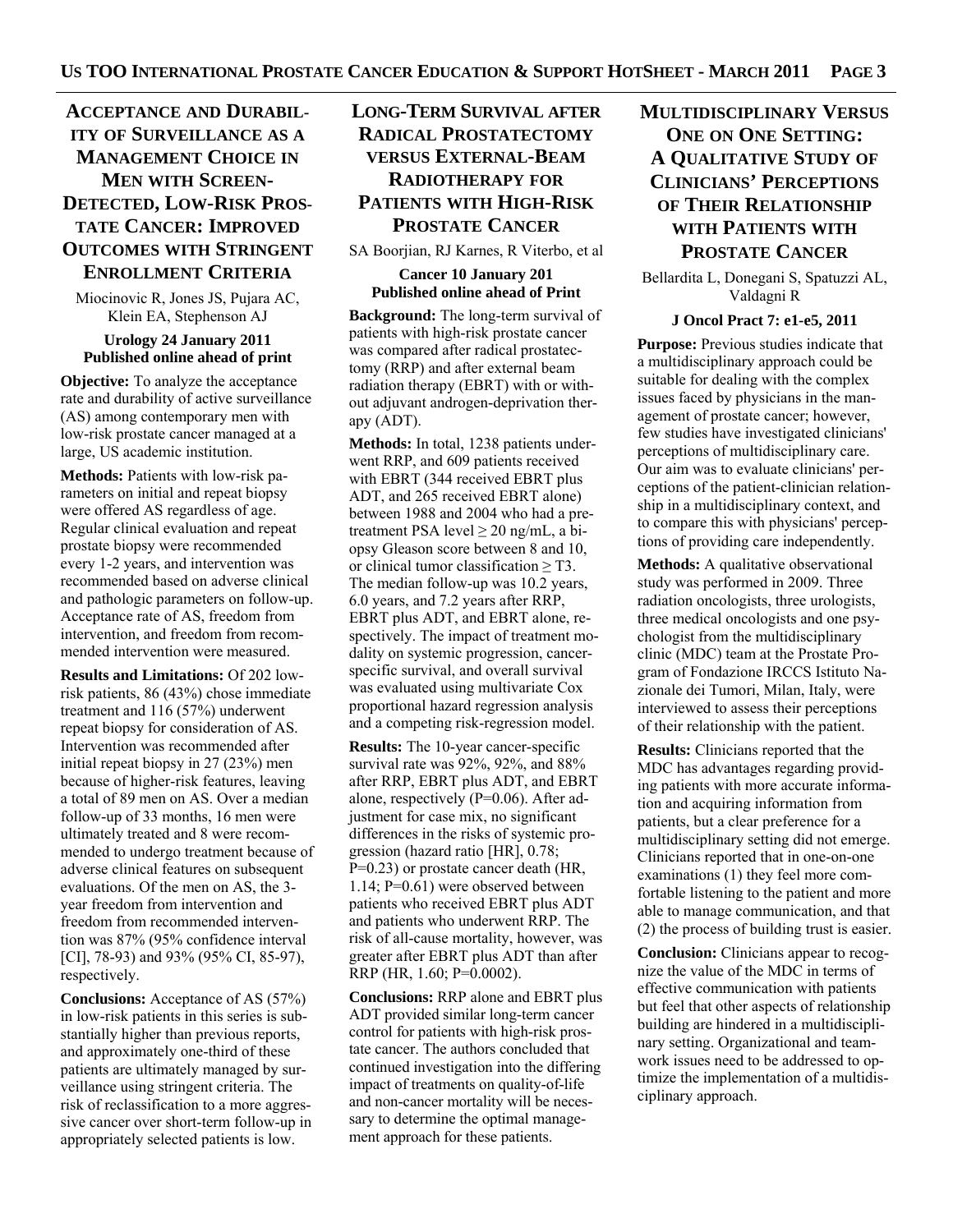## Acceptance and Durability of Surveillance as a Management Choice in Men with Screen-Detected, Low-Risk Prostate Cancer: Improved Outcomes with Stringent Enrollment Criteria

Miocinovic R, Jones JS, Pujara AC, Klein EA, Stephenson AJ

**Urology 24 January 2011**
**Published online ahead of print**

**Objective:** To analyze the acceptance rate and durability of active surveillance (AS) among contemporary men with low-risk prostate cancer managed at a large, US academic institution.

**Methods:** Patients with low-risk parameters on initial and repeat biopsy were offered AS regardless of age. Regular clinical evaluation and repeat prostate biopsy were recommended every 1-2 years, and intervention was recommended based on adverse clinical and pathologic parameters on follow-up. Acceptance rate of AS, freedom from intervention, and freedom from recommended intervention were measured.

**Results and Limitations:** Of 202 low-risk patients, 86 (43%) chose immediate treatment and 116 (57%) underwent repeat biopsy for consideration of AS. Intervention was recommended after initial repeat biopsy in 27 (23%) men because of higher-risk features, leaving a total of 89 men on AS. Over a median follow-up of 33 months, 16 men were ultimately treated and 8 were recommended to undergo treatment because of adverse clinical features on subsequent evaluations. Of the men on AS, the 3-year freedom from intervention and freedom from recommended intervention was 87% (95% confidence interval [CI], 78-93) and 93% (95% CI, 85-97), respectively.

**Conclusions:** Acceptance of AS (57%) in low-risk patients in this series is substantially higher than previous reports, and approximately one-third of these patients are ultimately managed by surveillance using stringent criteria. The risk of reclassification to a more aggressive cancer over short-term follow-up in appropriately selected patients is low.

## Long-Term Survival after Radical Prostatectomy versus External-Beam Radiotherapy for Patients with High-Risk Prostate Cancer

SA Boorjian, RJ Karnes, R Viterbo, et al

**Cancer 10 January 201**
**Published online ahead of Print**

**Background:** The long-term survival of patients with high-risk prostate cancer was compared after radical prostatectomy (RRP) and after external beam radiation therapy (EBRT) with or without adjuvant androgen-deprivation therapy (ADT).

**Methods:** In total, 1238 patients underwent RRP, and 609 patients received with EBRT (344 received EBRT plus ADT, and 265 received EBRT alone) between 1988 and 2004 who had a pretreatment PSA level ≥ 20 ng/mL, a biopsy Gleason score between 8 and 10, or clinical tumor classification ≥ T3. The median follow-up was 10.2 years, 6.0 years, and 7.2 years after RRP, EBRT plus ADT, and EBRT alone, respectively. The impact of treatment modality on systemic progression, cancer-specific survival, and overall survival was evaluated using multivariate Cox proportional hazard regression analysis and a competing risk-regression model.

**Results:** The 10-year cancer-specific survival rate was 92%, 92%, and 88% after RRP, EBRT plus ADT, and EBRT alone, respectively (P=0.06). After adjustment for case mix, no significant differences in the risks of systemic progression (hazard ratio [HR], 0.78; P=0.23) or prostate cancer death (HR, 1.14; P=0.61) were observed between patients who received EBRT plus ADT and patients who underwent RRP. The risk of all-cause mortality, however, was greater after EBRT plus ADT than after RRP (HR, 1.60; P=0.0002).

**Conclusions:** RRP alone and EBRT plus ADT provided similar long-term cancer control for patients with high-risk prostate cancer. The authors concluded that continued investigation into the differing impact of treatments on quality-of-life and non-cancer mortality will be necessary to determine the optimal management approach for these patients.

## Multidisciplinary Versus One on One Setting: A Qualitative Study of Clinicians' Perceptions of Their Relationship with Patients with Prostate Cancer

Bellardita L, Donegani S, Spatuzzi AL, Valdagni R

**J Oncol Pract 7: e1-e5, 2011**

**Purpose:** Previous studies indicate that a multidisciplinary approach could be suitable for dealing with the complex issues faced by physicians in the management of prostate cancer; however, few studies have investigated clinicians' perceptions of multidisciplinary care. Our aim was to evaluate clinicians' perceptions of the patient-clinician relationship in a multidisciplinary context, and to compare this with physicians' perceptions of providing care independently.

**Methods:** A qualitative observational study was performed in 2009. Three radiation oncologists, three urologists, three medical oncologists and one psychologist from the multidisciplinary clinic (MDC) team at the Prostate Program of Fondazione IRCCS Istituto Nazionale dei Tumori, Milan, Italy, were interviewed to assess their perceptions of their relationship with the patient.

**Results:** Clinicians reported that the MDC has advantages regarding providing patients with more accurate information and acquiring information from patients, but a clear preference for a multidisciplinary setting did not emerge. Clinicians reported that in one-on-one examinations (1) they feel more comfortable listening to the patient and more able to manage communication, and that (2) the process of building trust is easier.

**Conclusion:** Clinicians appear to recognize the value of the MDC in terms of effective communication with patients but feel that other aspects of relationship building are hindered in a multidisciplinary setting. Organizational and teamwork issues need to be addressed to optimize the implementation of a multidisciplinary approach.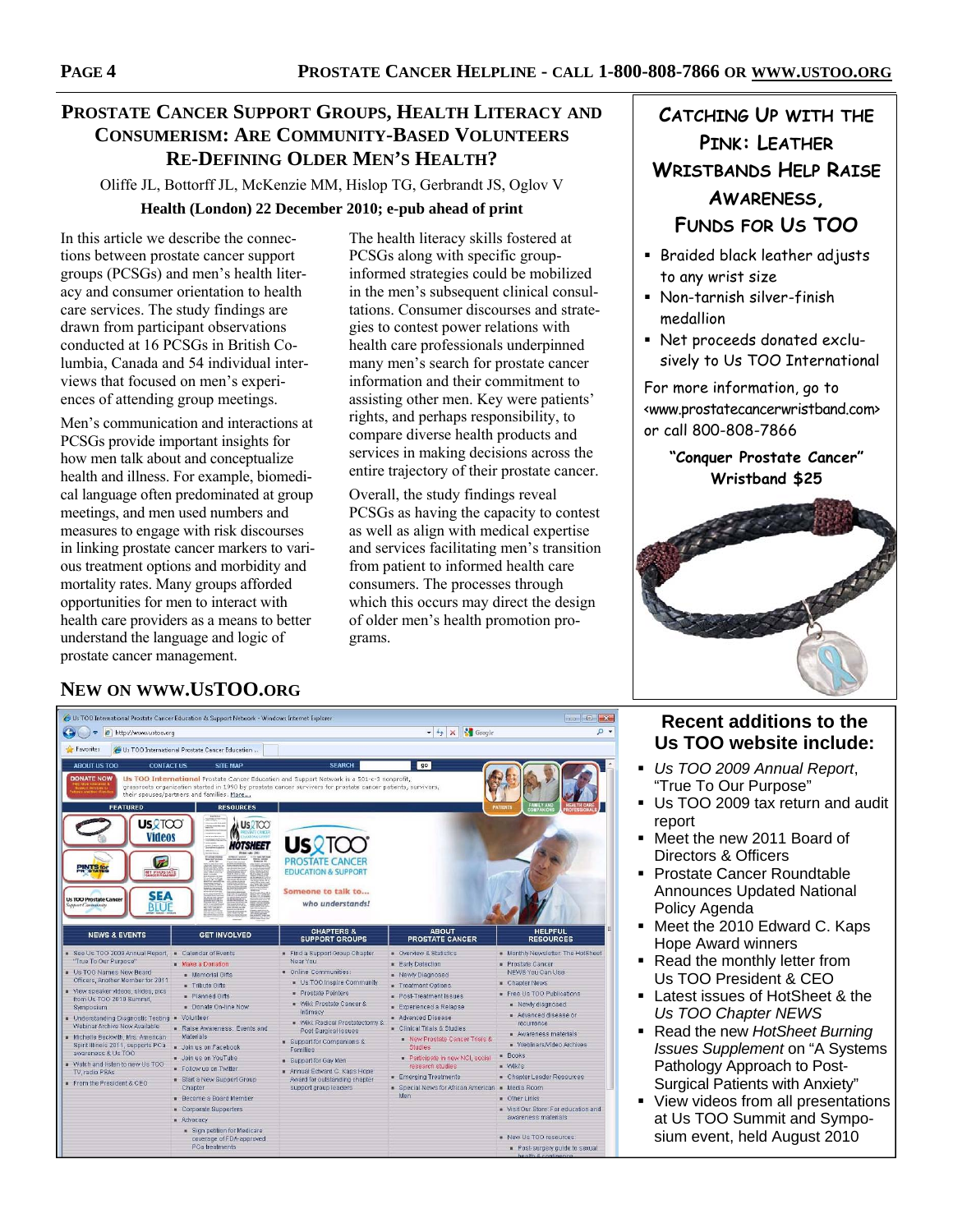## Prostate Cancer Support Groups, Health Literacy and Consumerism: Are Community-Based Volunteers Re-Defining Older Men's Health?

Oliffe JL, Bottorff JL, McKenzie MM, Hislop TG, Gerbrandt JS, Oglov V

**Health (London) 22 December 2010; e-pub ahead of print**

In this article we describe the connections between prostate cancer support groups (PCSGs) and men's health literacy and consumer orientation to health care services. The study findings are drawn from participant observations conducted at 16 PCSGs in British Columbia, Canada and 54 individual interviews that focused on men's experiences of attending group meetings.

Men's communication and interactions at PCSGs provide important insights for how men talk about and conceptualize health and illness. For example, biomedical language often predominated at group meetings, and men used numbers and measures to engage with risk discourses in linking prostate cancer markers to various treatment options and morbidity and mortality rates. Many groups afforded opportunities for men to interact with health care providers as a means to better understand the language and logic of prostate cancer management.

The health literacy skills fostered at PCSGs along with specific group-informed strategies could be mobilized in the men's subsequent clinical consultations. Consumer discourses and strategies to contest power relations with health care professionals underpinned many men's search for prostate cancer information and their commitment to assisting other men. Key were patients' rights, and perhaps responsibility, to compare diverse health products and services in making decisions across the entire trajectory of their prostate cancer.

Overall, the study findings reveal PCSGs as having the capacity to contest as well as align with medical expertise and services facilitating men's transition from patient to informed health care consumers. The processes through which this occurs may direct the design of older men's health promotion programs.

## Catching Up with the Pink: Leather Wristbands Help Raise Awareness, Funds for Us TOO

- Braided black leather adjusts to any wrist size
- Non-tarnish silver-finish medallion
- Net proceeds donated exclusively to Us TOO International

For more information, go to <www.prostatecancerwristband.com> or call 800-808-7866

**"Conquer Prostate Cancer" Wristband $25**

## New on www.UsTOO.org

## Recent additions to the Us TOO website include:

- *Us TOO 2009 Annual Report*, "True To Our Purpose"
- Us TOO 2009 tax return and audit report
- Meet the new 2011 Board of Directors & Officers
- Prostate Cancer Roundtable Announces Updated National Policy Agenda
- Meet the 2010 Edward C. Kaps Hope Award winners
- Read the monthly letter from Us TOO President & CEO
- Latest issues of HotSheet & the *Us TOO Chapter NEWS*
- Read the new *HotSheet Burning Issues Supplement* on "A Systems Pathology Approach to Post-Surgical Patients with Anxiety"
- View videos from all presentations at Us TOO Summit and Symposium event, held August 2010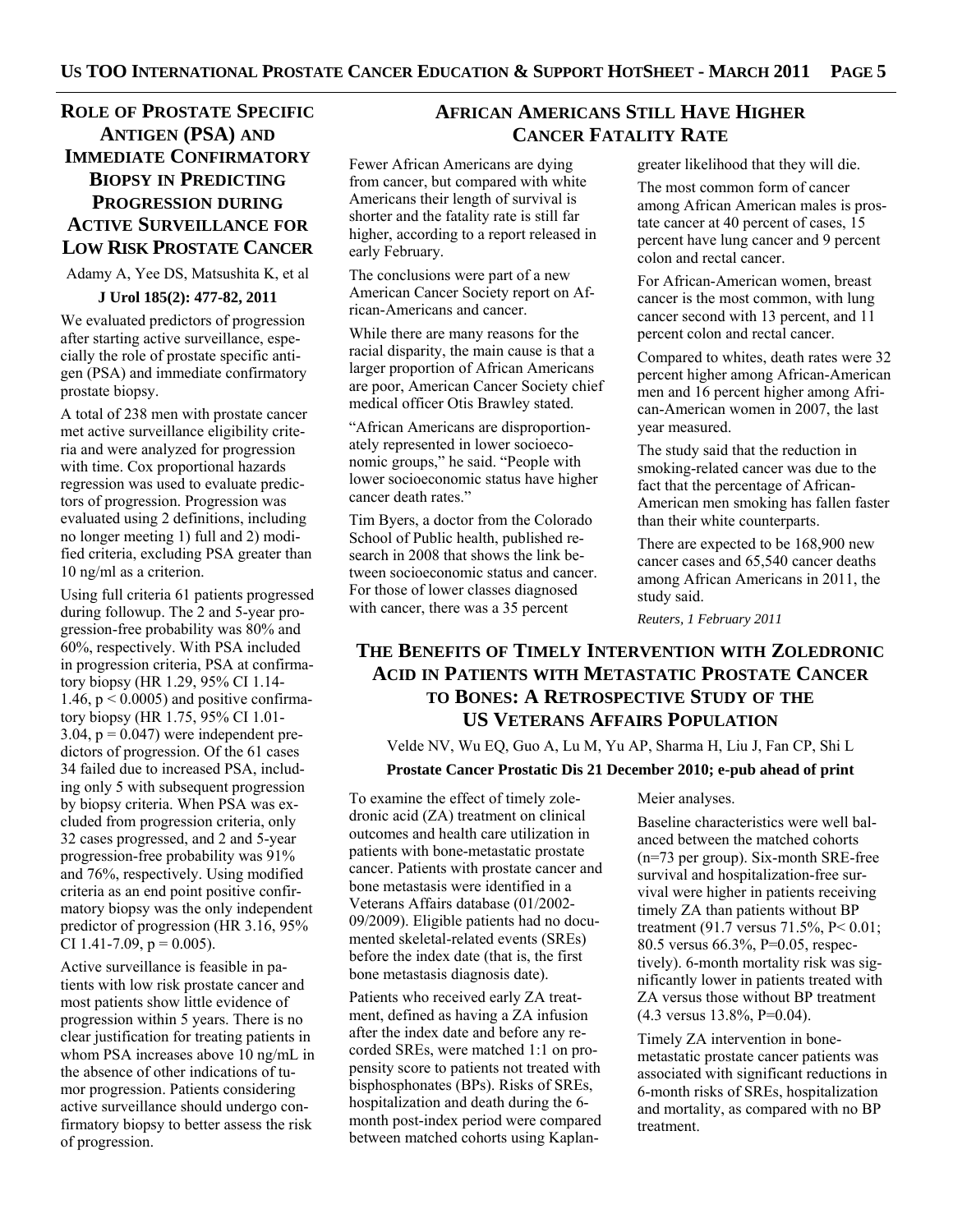## ROLE OF PROSTATE SPECIFIC ANTIGEN (PSA) AND IMMEDIATE CONFIRMATORY BIOPSY IN PREDICTING PROGRESSION DURING ACTIVE SURVEILLANCE FOR LOW RISK PROSTATE CANCER

Adamy A, Yee DS, Matsushita K, et al

**J Urol 185(2): 477-82, 2011**

We evaluated predictors of progression after starting active surveillance, especially the role of prostate specific antigen (PSA) and immediate confirmatory prostate biopsy.

A total of 238 men with prostate cancer met active surveillance eligibility criteria and were analyzed for progression with time. Cox proportional hazards regression was used to evaluate predictors of progression. Progression was evaluated using 2 definitions, including no longer meeting 1) full and 2) modified criteria, excluding PSA greater than 10 ng/ml as a criterion.

Using full criteria 61 patients progressed during followup. The 2 and 5-year progression-free probability was 80% and 60%, respectively. With PSA included in progression criteria, PSA at confirmatory biopsy (HR 1.29, 95% CI 1.14-1.46, $p < 0.0005$) and positive confirmatory biopsy (HR 1.75, 95% CI 1.01-3.04, $p = 0.047$) were independent predictors of progression. Of the 61 cases 34 failed due to increased PSA, including only 5 with subsequent progression by biopsy criteria. When PSA was excluded from progression criteria, only 32 cases progressed, and 2 and 5-year progression-free probability was 91% and 76%, respectively. Using modified criteria as an end point positive confirmatory biopsy was the only independent predictor of progression (HR 3.16, 95% CI 1.41-7.09, $p = 0.005$).

Active surveillance is feasible in patients with low risk prostate cancer and most patients show little evidence of progression within 5 years. There is no clear justification for treating patients in whom PSA increases above 10 ng/mL in the absence of other indications of tumor progression. Patients considering active surveillance should undergo confirmatory biopsy to better assess the risk of progression.

## AFRICAN AMERICANS STILL HAVE HIGHER CANCER FATALITY RATE

Fewer African Americans are dying from cancer, but compared with white Americans their length of survival is shorter and the fatality rate is still far higher, according to a report released in early February.

The conclusions were part of a new American Cancer Society report on African-Americans and cancer.

While there are many reasons for the racial disparity, the main cause is that a larger proportion of African Americans are poor, American Cancer Society chief medical officer Otis Brawley stated.

"African Americans are disproportionately represented in lower socioeconomic groups," he said. "People with lower socioeconomic status have higher cancer death rates."

Tim Byers, a doctor from the Colorado School of Public health, published research in 2008 that shows the link between socioeconomic status and cancer. For those of lower classes diagnosed with cancer, there was a 35 percent greater likelihood that they will die.

The most common form of cancer among African American males is prostate cancer at 40 percent of cases, 15 percent have lung cancer and 9 percent colon and rectal cancer.

For African-American women, breast cancer is the most common, with lung cancer second with 13 percent, and 11 percent colon and rectal cancer.

Compared to whites, death rates were 32 percent higher among African-American men and 16 percent higher among African-American women in 2007, the last year measured.

The study said that the reduction in smoking-related cancer was due to the fact that the percentage of African-American men smoking has fallen faster than their white counterparts.

There are expected to be 168,900 new cancer cases and 65,540 cancer deaths among African Americans in 2011, the study said.

*Reuters, 1 February 2011*

## THE BENEFITS OF TIMELY INTERVENTION WITH ZOLEDRONIC ACID IN PATIENTS WITH METASTATIC PROSTATE CANCER TO BONES: A RETROSPECTIVE STUDY OF THE US VETERANS AFFAIRS POPULATION

Velde NV, Wu EQ, Guo A, Lu M, Yu AP, Sharma H, Liu J, Fan CP, Shi L

**Prostate Cancer Prostatic Dis 21 December 2010; e-pub ahead of print**

To examine the effect of timely zoledronic acid (ZA) treatment on clinical outcomes and health care utilization in patients with bone-metastatic prostate cancer. Patients with prostate cancer and bone metastasis were identified in a Veterans Affairs database (01/2002-09/2009). Eligible patients had no documented skeletal-related events (SREs) before the index date (that is, the first bone metastasis diagnosis date).

Patients who received early ZA treatment, defined as having a ZA infusion after the index date and before any recorded SREs, were matched 1:1 on propensity score to patients not treated with bisphosphonates (BPs). Risks of SREs, hospitalization and death during the 6-month post-index period were compared between matched cohorts using Kaplan-Meier analyses.

Baseline characteristics were well balanced between the matched cohorts (n=73 per group). Six-month SRE-free survival and hospitalization-free survival were higher in patients receiving timely ZA than patients without BP treatment (91.7 versus 71.5%, $P < 0.01$; 80.5 versus 66.3%, $P = 0.05$, respectively). 6-month mortality risk was significantly lower in patients treated with ZA versus those without BP treatment (4.3 versus 13.8%, $P = 0.04$).

Timely ZA intervention in bone-metastatic prostate cancer patients was associated with significant reductions in 6-month risks of SREs, hospitalization and mortality, as compared with no BP treatment.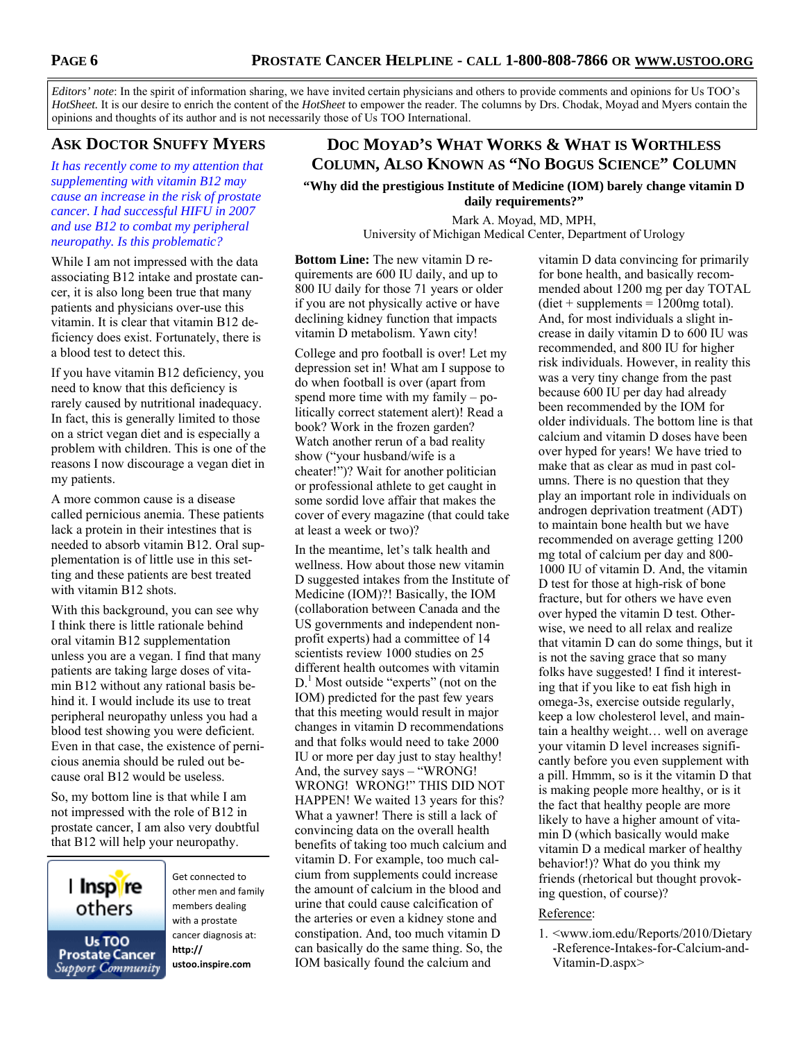*Editors' note*: In the spirit of information sharing, we have invited certain physicians and others to provide comments and opinions for Us TOO's *HotSheet*. It is our desire to enrich the content of the *HotSheet* to empower the reader. The columns by Drs. Chodak, Moyad and Myers contain the opinions and thoughts of its author and is not necessarily those of Us TOO International.

## Ask Doctor Snuffy Myers

*It has recently come to my attention that supplementing with vitamin B12 may cause an increase in the risk of prostate cancer. I had successful HIFU in 2007 and use B12 to combat my peripheral neuropathy. Is this problematic?*

While I am not impressed with the data associating B12 intake and prostate cancer, it is also long been true that many patients and physicians over-use this vitamin. It is clear that vitamin B12 deficiency does exist. Fortunately, there is a blood test to detect this.

If you have vitamin B12 deficiency, you need to know that this deficiency is rarely caused by nutritional inadequacy. In fact, this is generally limited to those on a strict vegan diet and is especially a problem with children. This is one of the reasons I now discourage a vegan diet in my patients.

A more common cause is a disease called pernicious anemia. These patients lack a protein in their intestines that is needed to absorb vitamin B12. Oral supplementation is of little use in this setting and these patients are best treated with vitamin B12 shots.

With this background, you can see why I think there is little rationale behind oral vitamin B12 supplementation unless you are a vegan. I find that many patients are taking large doses of vitamin B12 without any rational basis behind it. I would include its use to treat peripheral neuropathy unless you had a blood test showing you were deficient. Even in that case, the existence of pernicious anemia should be ruled out because oral B12 would be useless.

So, my bottom line is that while I am not impressed with the role of B12 in prostate cancer, I am also very doubtful that B12 will help your neuropathy.

I Inspire others – Us TOO Prostate Cancer Support Community

Get connected to other men and family members dealing with a prostate cancer diagnosis at: **http://ustoo.inspire.com**

## Doc Moyad's What Works & What is Worthless Column, Also Known as "No Bogus Science" Column

**"Why did the prestigious Institute of Medicine (IOM) barely change vitamin D daily requirements?"**

Mark A. Moyad, MD, MPH,
University of Michigan Medical Center, Department of Urology

**Bottom Line:** The new vitamin D requirements are 600 IU daily, and up to 800 IU daily for those 71 years or older if you are not physically active or have declining kidney function that impacts vitamin D metabolism. Yawn city!

College and pro football is over! Let my depression set in! What am I suppose to do when football is over (apart from spend more time with my family – politically correct statement alert)! Read a book? Work in the frozen garden? Watch another rerun of a bad reality show ("your husband/wife is a cheater!")? Wait for another politician or professional athlete to get caught in some sordid love affair that makes the cover of every magazine (that could take at least a week or two)?

In the meantime, let's talk health and wellness. How about those new vitamin D suggested intakes from the Institute of Medicine (IOM)?! Basically, the IOM (collaboration between Canada and the US governments and independent non-profit experts) had a committee of 14 scientists review 1000 studies on 25 different health outcomes with vitamin D.[1] Most outside "experts" (not on the IOM) predicted for the past few years that this meeting would result in major changes in vitamin D recommendations and that folks would need to take 2000 IU or more per day just to stay healthy! And, the survey says – "WRONG! WRONG! WRONG!" THIS DID NOT HAPPEN! We waited 13 years for this? What a yawner! There is still a lack of convincing data on the overall health benefits of taking too much calcium and vitamin D. For example, too much calcium from supplements could increase the amount of calcium in the blood and urine that could cause calcification of the arteries or even a kidney stone and constipation. And, too much vitamin D can basically do the same thing. So, the IOM basically found the calcium and vitamin D data convincing for primarily for bone health, and basically recommended about 1200 mg per day TOTAL (diet + supplements = 1200mg total). And, for most individuals a slight increase in daily vitamin D to 600 IU was recommended, and 800 IU for higher risk individuals. However, in reality this was a very tiny change from the past because 600 IU per day had already been recommended by the IOM for older individuals. The bottom line is that calcium and vitamin D doses have been over hyped for years! We have tried to make that as clear as mud in past columns. There is no question that they play an important role in individuals on androgen deprivation treatment (ADT) to maintain bone health but we have recommended on average getting 1200 mg total of calcium per day and 800-1000 IU of vitamin D. And, the vitamin D test for those at high-risk of bone fracture, but for others we have even over hyped the vitamin D test. Otherwise, we need to all relax and realize that vitamin D can do some things, but it is not the saving grace that so many folks have suggested! I find it interesting that if you like to eat fish high in omega-3s, exercise outside regularly, keep a low cholesterol level, and maintain a healthy weight… well on average your vitamin D level increases significantly before you even supplement with a pill. Hmmm, so is it the vitamin D that is making people more healthy, or is it the fact that healthy people are more likely to have a higher amount of vitamin D (which basically would make vitamin D a medical marker of healthy behavior!)? What do you think my friends (rhetorical but thought provoking question, of course)?

Reference:

1. <www.iom.edu/Reports/2010/Dietary-Reference-Intakes-for-Calcium-and-Vitamin-D.aspx>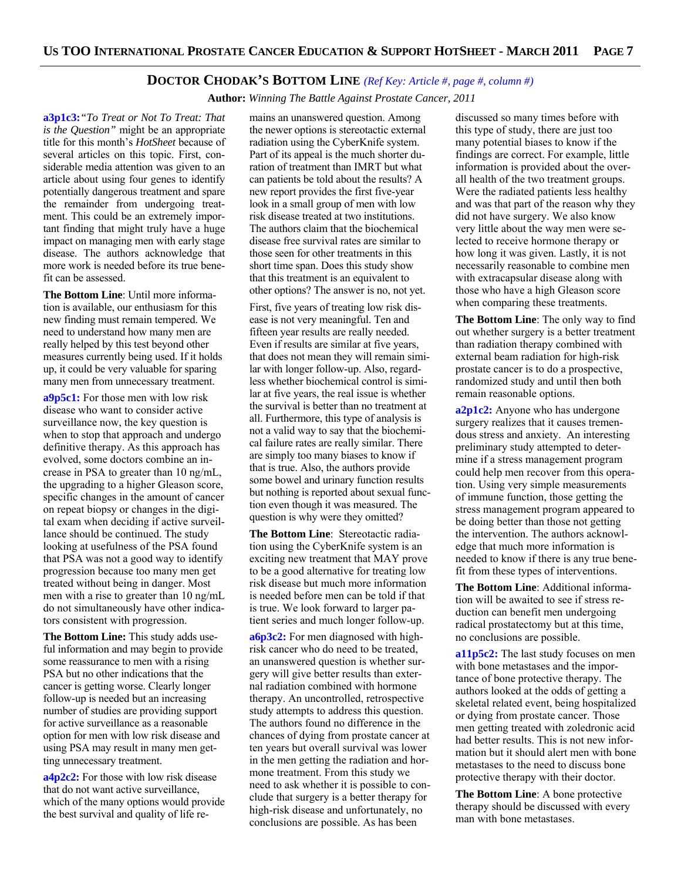## DOCTOR CHODAK'S BOTTOM LINE *(Ref Key: Article #, page #, column #)*

**Author:** *Winning The Battle Against Prostate Cancer, 2011*

**a3p1c3:** *"To Treat or Not To Treat: That is the Question"* might be an appropriate title for this month's *HotSheet* because of several articles on this topic. First, considerable media attention was given to an article about using four genes to identify potentially dangerous treatment and spare the remainder from undergoing treatment. This could be an extremely important finding that might truly have a huge impact on managing men with early stage disease. The authors acknowledge that more work is needed before its true benefit can be assessed.

**The Bottom Line**: Until more information is available, our enthusiasm for this new finding must remain tempered. We need to understand how many men are really helped by this test beyond other measures currently being used. If it holds up, it could be very valuable for sparing many men from unnecessary treatment.

**a9p5c1:** For those men with low risk disease who want to consider active surveillance now, the key question is when to stop that approach and undergo definitive therapy. As this approach has evolved, some doctors combine an increase in PSA to greater than 10 ng/mL, the upgrading to a higher Gleason score, specific changes in the amount of cancer on repeat biopsy or changes in the digital exam when deciding if active surveillance should be continued. The study looking at usefulness of the PSA found that PSA was not a good way to identify progression because too many men get treated without being in danger. Most men with a rise to greater than 10 ng/mL do not simultaneously have other indicators consistent with progression.

**The Bottom Line:** This study adds useful information and may begin to provide some reassurance to men with a rising PSA but no other indications that the cancer is getting worse. Clearly longer follow-up is needed but an increasing number of studies are providing support for active surveillance as a reasonable option for men with low risk disease and using PSA may result in many men getting unnecessary treatment.

**a4p2c2:** For those with low risk disease that do not want active surveillance, which of the many options would provide the best survival and quality of life remains an unanswered question. Among the newer options is stereotactic external radiation using the CyberKnife system. Part of its appeal is the much shorter duration of treatment than IMRT but what can patients be told about the results? A new report provides the first five-year look in a small group of men with low risk disease treated at two institutions. The authors claim that the biochemical disease free survival rates are similar to those seen for other treatments in this short time span. Does this study show that this treatment is an equivalent to other options? The answer is no, not yet.

First, five years of treating low risk disease is not very meaningful. Ten and fifteen year results are really needed. Even if results are similar at five years, that does not mean they will remain similar with longer follow-up. Also, regardless whether biochemical control is similar at five years, the real issue is whether the survival is better than no treatment at all. Furthermore, this type of analysis is not a valid way to say that the biochemical failure rates are really similar. There are simply too many biases to know if that is true. Also, the authors provide some bowel and urinary function results but nothing is reported about sexual function even though it was measured. The question is why were they omitted?

**The Bottom Line**: Stereotactic radiation using the CyberKnife system is an exciting new treatment that MAY prove to be a good alternative for treating low risk disease but much more information is needed before men can be told if that is true. We look forward to larger patient series and much longer follow-up.

**a6p3c2:** For men diagnosed with high-risk cancer who do need to be treated, an unanswered question is whether surgery will give better results than external radiation combined with hormone therapy. An uncontrolled, retrospective study attempts to address this question. The authors found no difference in the chances of dying from prostate cancer at ten years but overall survival was lower in the men getting the radiation and hormone treatment. From this study we need to ask whether it is possible to conclude that surgery is a better therapy for high-risk disease and unfortunately, no conclusions are possible. As has been discussed so many times before with this type of study, there are just too many potential biases to know if the findings are correct. For example, little information is provided about the overall health of the two treatment groups. Were the radiated patients less healthy and was that part of the reason why they did not have surgery. We also know very little about the way men were selected to receive hormone therapy or how long it was given. Lastly, it is not necessarily reasonable to combine men with extracapsular disease along with those who have a high Gleason score when comparing these treatments.

**The Bottom Line**: The only way to find out whether surgery is a better treatment than radiation therapy combined with external beam radiation for high-risk prostate cancer is to do a prospective, randomized study and until then both remain reasonable options.

**a2p1c2:** Anyone who has undergone surgery realizes that it causes tremendous stress and anxiety. An interesting preliminary study attempted to determine if a stress management program could help men recover from this operation. Using very simple measurements of immune function, those getting the stress management program appeared to be doing better than those not getting the intervention. The authors acknowledge that much more information is needed to know if there is any true benefit from these types of interventions.

**The Bottom Line**: Additional information will be awaited to see if stress reduction can benefit men undergoing radical prostatectomy but at this time, no conclusions are possible.

**a11p5c2:** The last study focuses on men with bone metastases and the importance of bone protective therapy. The authors looked at the odds of getting a skeletal related event, being hospitalized or dying from prostate cancer. Those men getting treated with zoledronic acid had better results. This is not new information but it should alert men with bone metastases to the need to discuss bone protective therapy with their doctor.

**The Bottom Line**: A bone protective therapy should be discussed with every man with bone metastases.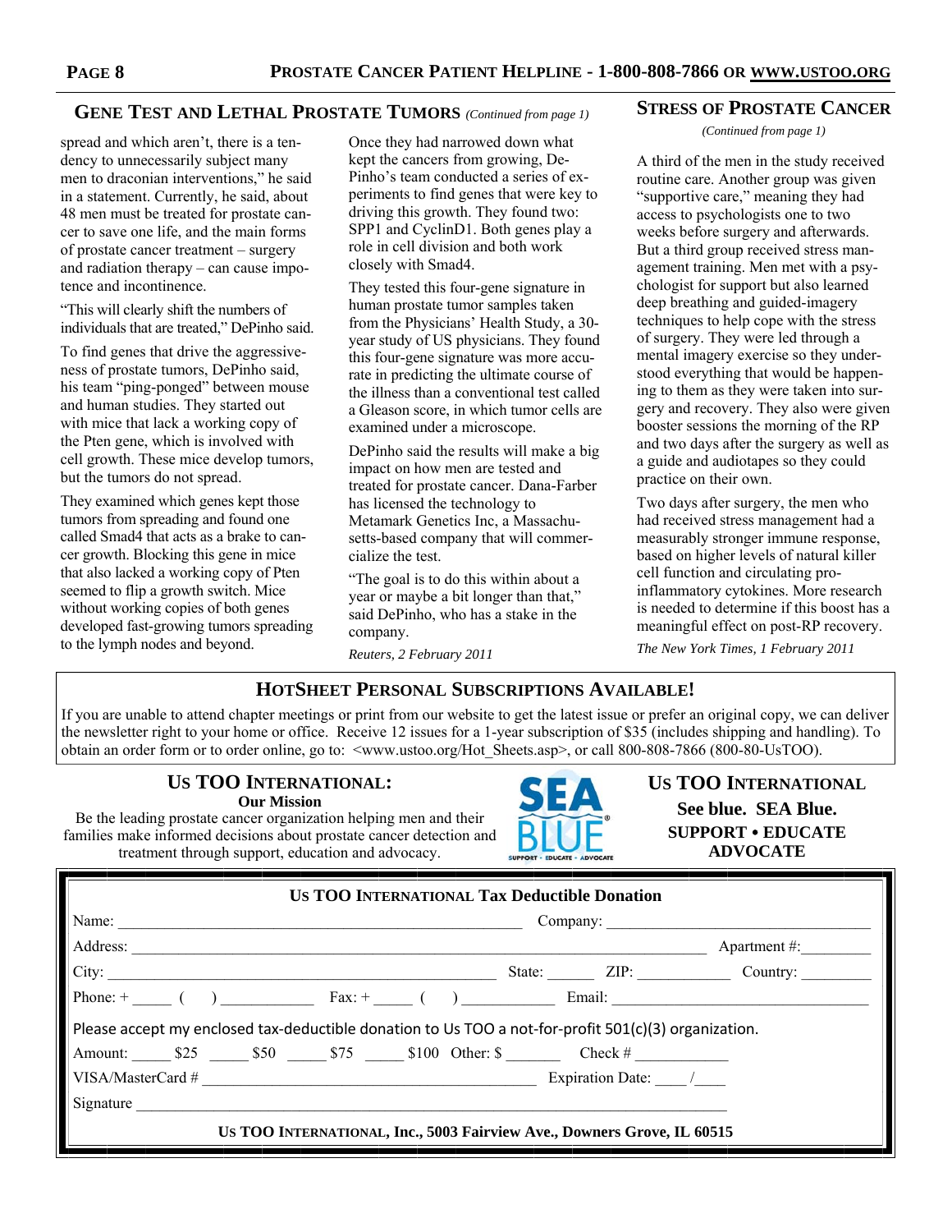## Gene Test and Lethal Prostate Tumors *(Continued from page 1)*

spread and which aren't, there is a tendency to unnecessarily subject many men to draconian interventions," he said in a statement. Currently, he said, about 48 men must be treated for prostate cancer to save one life, and the main forms of prostate cancer treatment – surgery and radiation therapy – can cause impotence and incontinence.

"This will clearly shift the numbers of individuals that are treated," DePinho said.

To find genes that drive the aggressiveness of prostate tumors, DePinho said, his team "ping-ponged" between mouse and human studies. They started out with mice that lack a working copy of the Pten gene, which is involved with cell growth. These mice develop tumors, but the tumors do not spread.

They examined which genes kept those tumors from spreading and found one called Smad4 that acts as a brake to cancer growth. Blocking this gene in mice that also lacked a working copy of Pten seemed to flip a growth switch. Mice without working copies of both genes developed fast-growing tumors spreading to the lymph nodes and beyond.

Once they had narrowed down what kept the cancers from growing, DePinho's team conducted a series of experiments to find genes that were key to driving this growth. They found two: SPP1 and CyclinD1. Both genes play a role in cell division and both work closely with Smad4.

They tested this four-gene signature in human prostate tumor samples taken from the Physicians' Health Study, a 30-year study of US physicians. They found this four-gene signature was more accurate in predicting the ultimate course of the illness than a conventional test called a Gleason score, in which tumor cells are examined under a microscope.

DePinho said the results will make a big impact on how men are tested and treated for prostate cancer. Dana-Farber has licensed the technology to Metamark Genetics Inc, a Massachusetts-based company that will commercialize the test.

"The goal is to do this within about a year or maybe a bit longer than that," said DePinho, who has a stake in the company.

*Reuters, 2 February 2011*

## Stress of Prostate Cancer

*(Continued from page 1)*

A third of the men in the study received routine care. Another group was given "supportive care," meaning they had access to psychologists one to two weeks before surgery and afterwards. But a third group received stress management training. Men met with a psychologist for support but also learned deep breathing and guided-imagery techniques to help cope with the stress of surgery. They were led through a mental imagery exercise so they understood everything that would be happening to them as they were taken into surgery and recovery. They also were given booster sessions the morning of the RP and two days after the surgery as well as a guide and audiotapes so they could practice on their own.

Two days after surgery, the men who had received stress management had a measurably stronger immune response, based on higher levels of natural killer cell function and circulating pro-inflammatory cytokines. More research is needed to determine if this boost has a meaningful effect on post-RP recovery.

*The New York Times, 1 February 2011*

## HotSheet Personal Subscriptions Available!

If you are unable to attend chapter meetings or print from our website to get the latest issue or prefer an original copy, we can deliver the newsletter right to your home or office. Receive 12 issues for a 1-year subscription of $35 (includes shipping and handling). To obtain an order form or to order online, go to: <www.ustoo.org/Hot_Sheets.asp>, or call 800-808-7866 (800-80-UsTOO).

## Us TOO International:

**Our Mission**

Be the leading prostate cancer organization helping men and their families make informed decisions about prostate cancer detection and treatment through support, education and advocacy.

SEA BLUE® SUPPORT • EDUCATE • ADVOCATE

## Us TOO International

**See blue. SEA Blue.**

**SUPPORT • EDUCATE ADVOCATE**

### Us TOO International Tax Deductible Donation

Name: ______________________ Company: ______________________

Address: ______________________ Apartment #: ________

City: ______________________ State: ______ ZIP: ___________ Country: _________

Phone: + _____ ( ) ___________ Fax: + _____ ( ) ___________ Email: ______________________

Please accept my enclosed tax-deductible donation to Us TOO a not-for-profit 501(c)(3) organization.

Amount: _____ $25 _____ $50 _____ $75 _____ $100 Other: $ _______ Check # ____________

VISA/MasterCard # ______________________ Expiration Date: ____/____

Signature ______________________

**Us TOO International, Inc., 5003 Fairview Ave., Downers Grove, IL 60515**